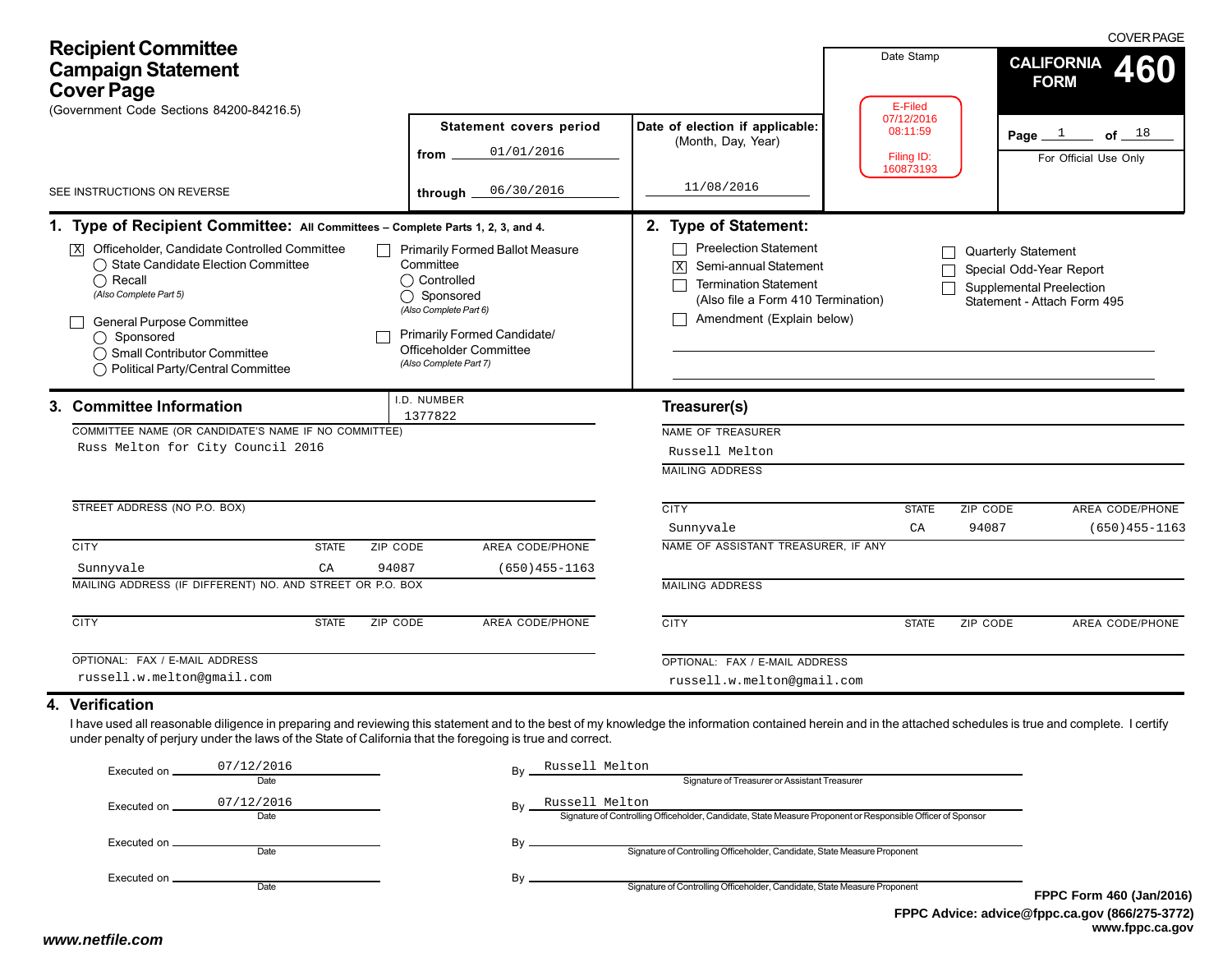# Recipient Committee Campaign Statement Cover Page

(Government Code Sections 84200-84216.5)

SEE INSTRUCTIONS ON REVERSE

COVER PAGE

**CALIFORNIA FORM 460**

Page 1 of 18

For Official Use Only

Date Stamp

E-Filed
07/12/2016
08:11:59

Filing ID:
160873193

**Statement covers period**

from 01/01/2016

through 06/30/2016

**Date of election if applicable:** (Month, Day, Year)

11/08/2016

## 1. Type of Recipient Committee: All Committees – Complete Parts 1, 2, 3, and 4.

- [X] Officeholder, Candidate Controlled Committee
  - ○ State Candidate Election Committee
  - ○ Recall
  - *(Also Complete Part 5)*
- [ ] General Purpose Committee
  - ○ Sponsored
  - ○ Small Contributor Committee
  - ○ Political Party/Central Committee
- [ ] Primarily Formed Ballot Measure Committee
  - ○ Controlled
  - ○ Sponsored
  - *(Also Complete Part 6)*
- [ ] Primarily Formed Candidate/ Officeholder Committee
  - *(Also Complete Part 7)*

## 2. Type of Statement:

- [ ] Preelection Statement
- [X] Semi-annual Statement
- [ ] Termination Statement (Also file a Form 410 Termination)
- [ ] Amendment (Explain below)
- [ ] Quarterly Statement
- [ ] Special Odd-Year Report
- [ ] Supplemental Preelection Statement - Attach Form 495

## 3. Committee Information

I.D. NUMBER: 1377822

COMMITTEE NAME (OR CANDIDATE'S NAME IF NO COMMITTEE): Russ Melton for City Council 2016

STREET ADDRESS (NO P.O. BOX):

| CITY | STATE | ZIP CODE | AREA CODE/PHONE |
|---|---|---|---|
| Sunnyvale | CA | 94087 | (650)455-1163 |

MAILING ADDRESS (IF DIFFERENT) NO. AND STREET OR P.O. BOX:

| CITY | STATE | ZIP CODE | AREA CODE/PHONE |
|---|---|---|---|
| | | | |

OPTIONAL: FAX / E-MAIL ADDRESS: russell.w.melton@gmail.com

### Treasurer(s)

NAME OF TREASURER: Russell Melton

MAILING ADDRESS:

| CITY | STATE | ZIP CODE | AREA CODE/PHONE |
|---|---|---|---|
| Sunnyvale | CA | 94087 | (650)455-1163 |

NAME OF ASSISTANT TREASURER, IF ANY:

MAILING ADDRESS:

| CITY | STATE | ZIP CODE | AREA CODE/PHONE |
|---|---|---|---|
| | | | |

OPTIONAL: FAX / E-MAIL ADDRESS: russell.w.melton@gmail.com

## 4. Verification

I have used all reasonable diligence in preparing and reviewing this statement and to the best of my knowledge the information contained herein and in the attached schedules is true and complete. I certify under penalty of perjury under the laws of the State of California that the foregoing is true and correct.

Executed on 07/12/2016 (Date) By Russell Melton (Signature of Treasurer or Assistant Treasurer)

Executed on 07/12/2016 (Date) By Russell Melton (Signature of Controlling Officeholder, Candidate, State Measure Proponent or Responsible Officer of Sponsor)

Executed on ______ (Date) By ______ (Signature of Controlling Officeholder, Candidate, State Measure Proponent)

Executed on ______ (Date) By ______ (Signature of Controlling Officeholder, Candidate, State Measure Proponent)

**FPPC Form 460 (Jan/2016)**

**FPPC Advice: advice@fppc.ca.gov (866/275-3772)**

**www.fppc.ca.gov**

**www.netfile.com**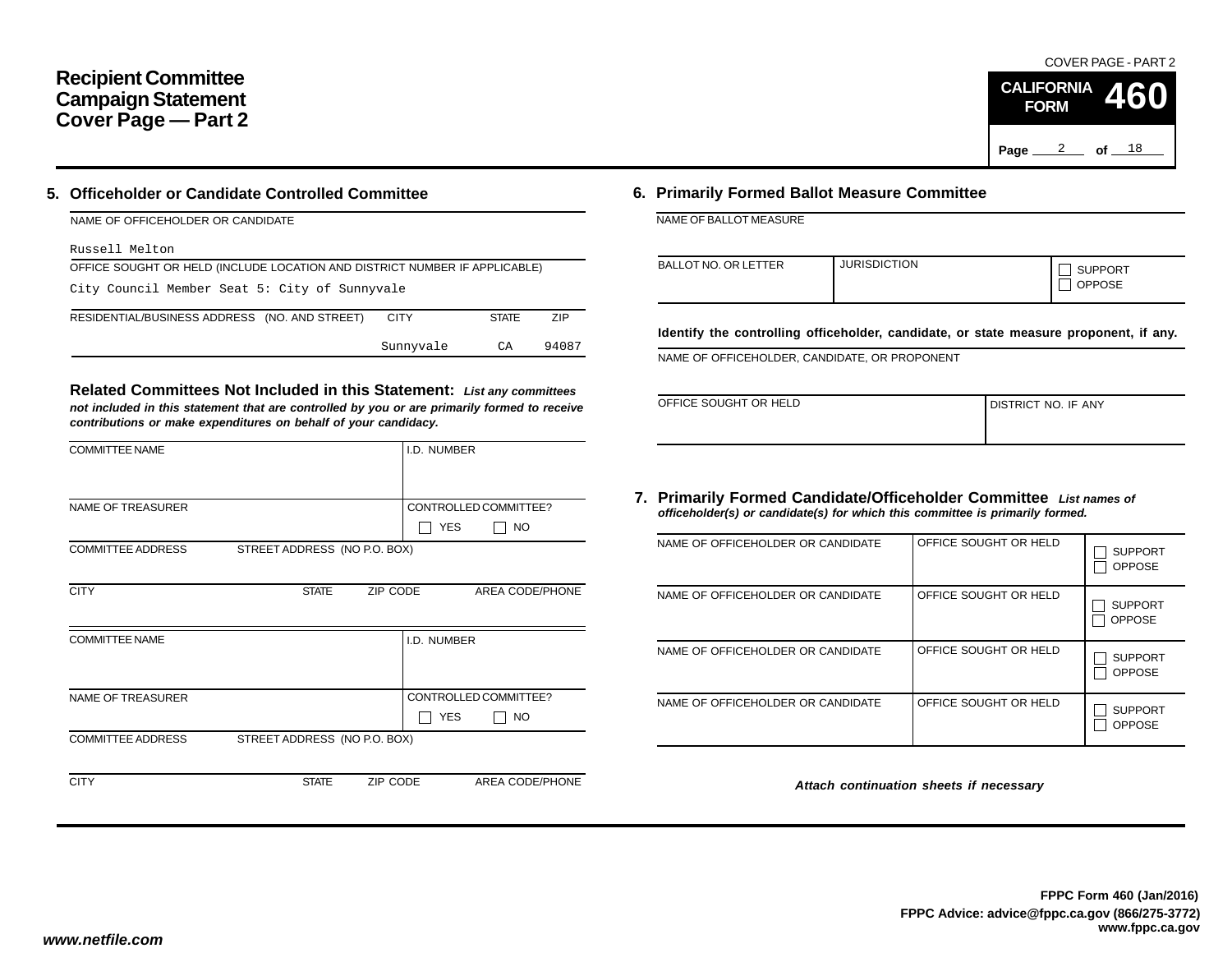# Recipient Committee Campaign Statement Cover Page — Part 2

COVER PAGE - PART 2

**CALIFORNIA FORM 460**

Page 2 of 18

## 5. Officeholder or Candidate Controlled Committee

NAME OF OFFICEHOLDER OR CANDIDATE

Russell Melton

OFFICE SOUGHT OR HELD (INCLUDE LOCATION AND DISTRICT NUMBER IF APPLICABLE)

City Council Member Seat 5: City of Sunnyvale

| RESIDENTIAL/BUSINESS ADDRESS (NO. AND STREET) | CITY | STATE | ZIP |
|---|---|---|---|
| | Sunnyvale | CA | 94087 |

**Related Committees Not Included in this Statement:** ***List any committees not included in this statement that are controlled by you or are primarily formed to receive contributions or make expenditures on behalf of your candidacy.***

| COMMITTEE NAME | | | I.D. NUMBER |
|---|---|---|---|
| | | | |
| NAME OF TREASURER | | | CONTROLLED COMMITTEE? ☐ YES ☐ NO |
| COMMITTEE ADDRESS | STREET ADDRESS (NO P.O. BOX) | | |
| CITY | STATE | ZIP CODE | AREA CODE/PHONE |
| | | | |

| COMMITTEE NAME | | | I.D. NUMBER |
|---|---|---|---|
| | | | |
| NAME OF TREASURER | | | CONTROLLED COMMITTEE? ☐ YES ☐ NO |
| COMMITTEE ADDRESS | STREET ADDRESS (NO P.O. BOX) | | |
| CITY | STATE | ZIP CODE | AREA CODE/PHONE |
| | | | |

## 6. Primarily Formed Ballot Measure Committee

NAME OF BALLOT MEASURE

| BALLOT NO. OR LETTER | JURISDICTION | ☐ SUPPORT ☐ OPPOSE |
|---|---|---|
| | | |

**Identify the controlling officeholder, candidate, or state measure proponent, if any.**

NAME OF OFFICEHOLDER, CANDIDATE, OR PROPONENT

| OFFICE SOUGHT OR HELD | DISTRICT NO. IF ANY |
|---|---|
| | |

## 7. Primarily Formed Candidate/Officeholder Committee

***List names of officeholder(s) or candidate(s) for which this committee is primarily formed.***

| NAME OF OFFICEHOLDER OR CANDIDATE | OFFICE SOUGHT OR HELD | |
|---|---|---|
| | | ☐ SUPPORT ☐ OPPOSE |
| NAME OF OFFICEHOLDER OR CANDIDATE | OFFICE SOUGHT OR HELD | ☐ SUPPORT ☐ OPPOSE |
| NAME OF OFFICEHOLDER OR CANDIDATE | OFFICE SOUGHT OR HELD | ☐ SUPPORT ☐ OPPOSE |
| NAME OF OFFICEHOLDER OR CANDIDATE | OFFICE SOUGHT OR HELD | ☐ SUPPORT ☐ OPPOSE |

***Attach continuation sheets if necessary***

**FPPC Form 460 (Jan/2016)**
**FPPC Advice: advice@fppc.ca.gov (866/275-3772)**
**www.fppc.ca.gov**

***www.netfile.com***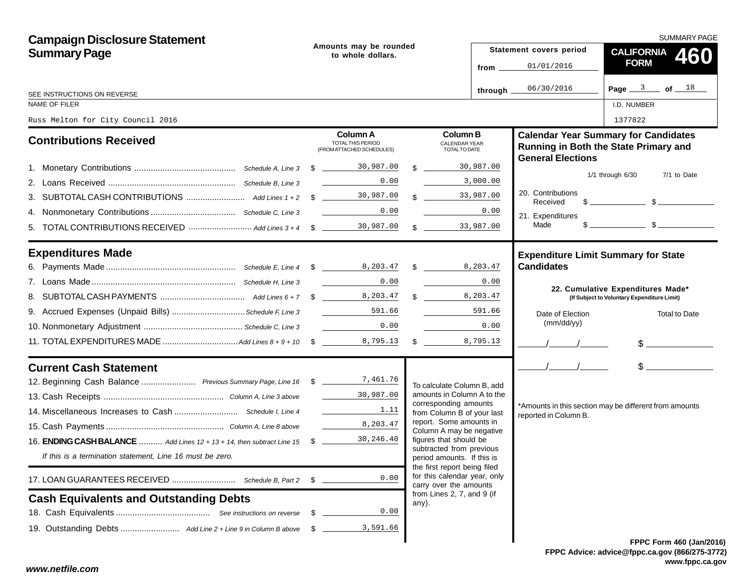# Campaign Disclosure Statement Summary Page

SUMMARY PAGE

**CALIFORNIA FORM 460**

Amounts may be rounded to whole dollars.

SEE INSTRUCTIONS ON REVERSE

| Statement covers period | |
|---|---|
| from | 01/01/2016 |
| through | 06/30/2016 |

Page 3 of 18

NAME OF FILER: Russ Melton for City Council 2016

I.D. NUMBER: 1377822

## Contributions Received

| | | Column A TOTAL THIS PERIOD (FROM ATTACHED SCHEDULES) | Column B CALENDAR YEAR TOTAL TO DATE |
|---|---|---|---|
| 1. Monetary Contributions | *Schedule A, Line 3* | $ 30,987.00 | $ 30,987.00 |
| 2. Loans Received | *Schedule B, Line 3* | 0.00 | 3,000.00 |
| 3. SUBTOTAL CASH CONTRIBUTIONS | *Add Lines 1 + 2* | $ 30,987.00 | $ 33,987.00 |
| 4. Nonmonetary Contributions | *Schedule C, Line 3* | 0.00 | 0.00 |
| 5. TOTAL CONTRIBUTIONS RECEIVED | *Add Lines 3 + 4* | $ 30,987.00 | $ 33,987.00 |

## Expenditures Made

| | | Column A | Column B |
|---|---|---|---|
| 6. Payments Made | *Schedule E, Line 4* | $ 8,203.47 | $ 8,203.47 |
| 7. Loans Made | *Schedule H, Line 3* | 0.00 | 0.00 |
| 8. SUBTOTAL CASH PAYMENTS | *Add Lines 6 + 7* | $ 8,203.47 | $ 8,203.47 |
| 9. Accrued Expenses (Unpaid Bills) | *Schedule F, Line 3* | 591.66 | 591.66 |
| 10. Nonmonetary Adjustment | *Schedule C, Line 3* | 0.00 | 0.00 |
| 11. TOTAL EXPENDITURES MADE | *Add Lines 8 + 9 + 10* | $ 8,795.13 | $ 8,795.13 |

## Current Cash Statement

| | | |
|---|---|---|
| 12. Beginning Cash Balance | *Previous Summary Page, Line 16* | $ 7,461.76 |
| 13. Cash Receipts | *Column A, Line 3 above* | 30,987.00 |
| 14. Miscellaneous Increases to Cash | *Schedule I, Line 4* | 1.11 |
| 15. Cash Payments | *Column A, Line 8 above* | 8,203.47 |
| 16. **ENDING CASH BALANCE** | *Add Lines 12 + 13 + 14, then subtract Line 15* | $ 30,246.40 |

*If this is a termination statement, Line 16 must be zero.*

| | | |
|---|---|---|
| 17. LOAN GUARANTEES RECEIVED | *Schedule B, Part 2* | $ 0.00 |

To calculate Column B, add amounts in Column A to the corresponding amounts from Column B of your last report. Some amounts in Column A may be negative figures that should be subtracted from previous period amounts. If this is the first report being filed for this calendar year, only carry over the amounts from Lines 2, 7, and 9 (if any).

## Cash Equivalents and Outstanding Debts

| | | |
|---|---|---|
| 18. Cash Equivalents | *See instructions on reverse* | $ 0.00 |
| 19. Outstanding Debts | *Add Line 2 + Line 9 in Column B above* | $ 3,591.66 |

## Calendar Year Summary for Candidates Running in Both the State Primary and General Elections

| | 1/1 through 6/30 | 7/1 to Date |
|---|---|---|
| 20. Contributions Received | $ | $ |
| 21. Expenditures Made | $ | $ |

## Expenditure Limit Summary for State Candidates

**22. Cumulative Expenditures Made*** (If Subject to Voluntary Expenditure Limit)

| Date of Election (mm/dd/yy) | Total to Date |
|---|---|
| / / | $ |
| / / | $ |

*Amounts in this section may be different from amounts reported in Column B.

FPPC Form 460 (Jan/2016)
FPPC Advice: advice@fppc.ca.gov (866/275-3772)
www.fppc.ca.gov

www.netfile.com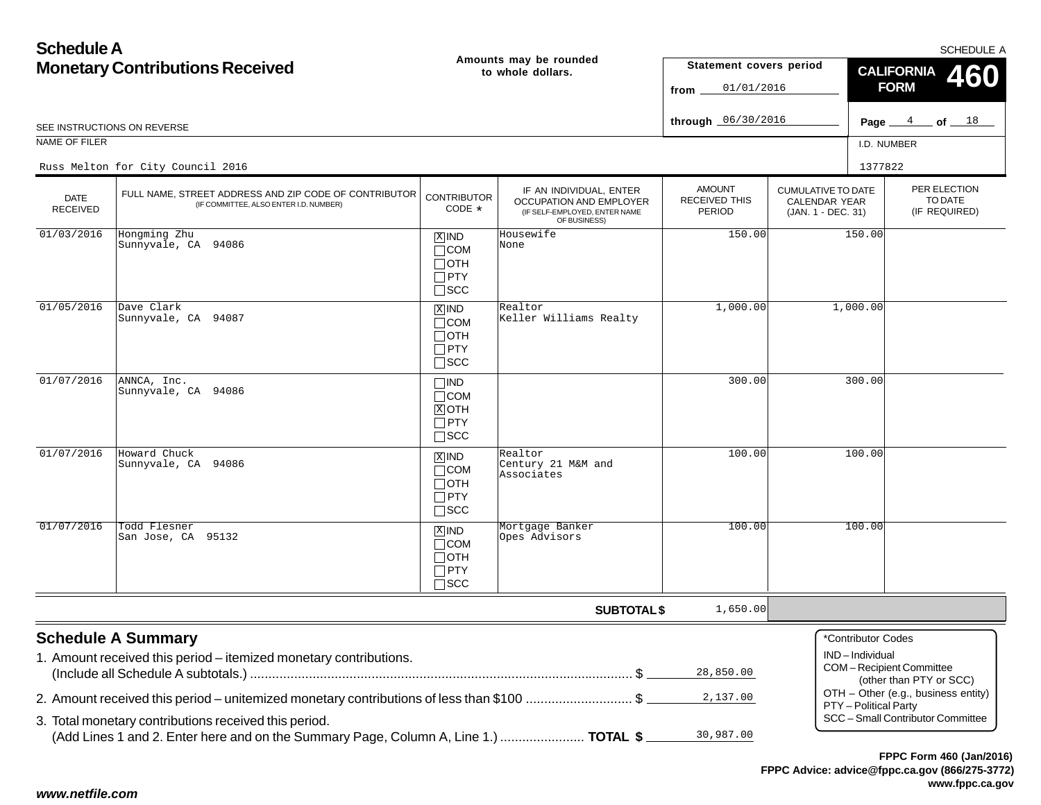# Schedule A
## Monetary Contributions Received

SCHEDULE A

**Amounts may be rounded to whole dollars.**

**Statement covers period**
from 01/01/2016
through 06/30/2016

**CALIFORNIA FORM 460**

Page 4 of 18

SEE INSTRUCTIONS ON REVERSE

NAME OF FILER: Russ Melton for City Council 2016

I.D. NUMBER: 1377822

| DATE RECEIVED | FULL NAME, STREET ADDRESS AND ZIP CODE OF CONTRIBUTOR (IF COMMITTEE, ALSO ENTER I.D. NUMBER) | CONTRIBUTOR CODE * | IF AN INDIVIDUAL, ENTER OCCUPATION AND EMPLOYER (IF SELF-EMPLOYED, ENTER NAME OF BUSINESS) | AMOUNT RECEIVED THIS PERIOD | CUMULATIVE TO DATE CALENDAR YEAR (JAN. 1 - DEC. 31) | PER ELECTION TO DATE (IF REQUIRED) |
|---|---|---|---|---|---|---|
| 01/03/2016 | Hongming Zhu<br>Sunnyvale, CA 94086 | [X] IND | Housewife<br>None | 150.00 | 150.00 | |
| 01/05/2016 | Dave Clark<br>Sunnyvale, CA 94087 | [X] IND | Realtor<br>Keller Williams Realty | 1,000.00 | 1,000.00 | |
| 01/07/2016 | ANNCA, Inc.<br>Sunnyvale, CA 94086 | [X] OTH | | 300.00 | 300.00 | |
| 01/07/2016 | Howard Chuck<br>Sunnyvale, CA 94086 | [X] IND | Realtor<br>Century 21 M&M and Associates | 100.00 | 100.00 | |
| 01/07/2016 | Todd Flesner<br>San Jose, CA 95132 | [X] IND | Mortgage Banker<br>Opes Advisors | 100.00 | 100.00 | |
| | | | **SUBTOTAL $** | 1,650.00 | | |

## Schedule A Summary

1. Amount received this period – itemized monetary contributions. (Include all Schedule A subtotals.) $ 28,850.00
2. Amount received this period – unitemized monetary contributions of less than $100 $ 2,137.00
3. Total monetary contributions received this period. (Add Lines 1 and 2. Enter here and on the Summary Page, Column A, Line 1.) **TOTAL $** 30,987.00

*Contributor Codes
- IND – Individual
- COM – Recipient Committee (other than PTY or SCC)
- OTH – Other (e.g., business entity)
- PTY – Political Party
- SCC – Small Contributor Committee

**FPPC Form 460 (Jan/2016)**
**FPPC Advice: advice@fppc.ca.gov (866/275-3772)**
**www.fppc.ca.gov**

***www.netfile.com***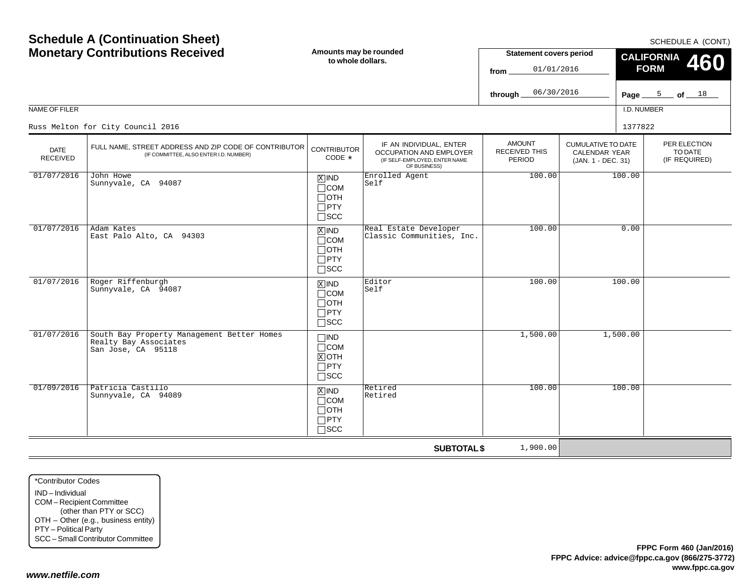# Schedule A (Continuation Sheet)
# Monetary Contributions Received

**Amounts may be rounded to whole dollars.**

SCHEDULE A (CONT.)

**Statement covers period**

from 01/01/2016

through 06/30/2016

**CALIFORNIA FORM 460**

Page 5 of 18

NAME OF FILER: Russ Melton for City Council 2016

I.D. NUMBER: 1377822

| DATE RECEIVED | FULL NAME, STREET ADDRESS AND ZIP CODE OF CONTRIBUTOR (IF COMMITTEE, ALSO ENTER I.D. NUMBER) | CONTRIBUTOR CODE * | IF AN INDIVIDUAL, ENTER OCCUPATION AND EMPLOYER (IF SELF-EMPLOYED, ENTER NAME OF BUSINESS) | AMOUNT RECEIVED THIS PERIOD | CUMULATIVE TO DATE CALENDAR YEAR (JAN. 1 - DEC. 31) | PER ELECTION TO DATE (IF REQUIRED) |
|---|---|---|---|---|---|---|
| 01/07/2016 | John Howe<br>Sunnyvale, CA 94087 | [X] IND<br>[ ] COM<br>[ ] OTH<br>[ ] PTY<br>[ ] SCC | Enrolled Agent<br>Self | 100.00 | 100.00 | |
| 01/07/2016 | Adam Kates<br>East Palo Alto, CA 94303 | [X] IND<br>[ ] COM<br>[ ] OTH<br>[ ] PTY<br>[ ] SCC | Real Estate Developer<br>Classic Communities, Inc. | 100.00 | 0.00 | |
| 01/07/2016 | Roger Riffenburgh<br>Sunnyvale, CA 94087 | [X] IND<br>[ ] COM<br>[ ] OTH<br>[ ] PTY<br>[ ] SCC | Editor<br>Self | 100.00 | 100.00 | |
| 01/07/2016 | South Bay Property Management Better Homes Realty Bay Associates<br>San Jose, CA 95118 | [ ] IND<br>[ ] COM<br>[X] OTH<br>[ ] PTY<br>[ ] SCC | | 1,500.00 | 1,500.00 | |
| 01/09/2016 | Patricia Castillo<br>Sunnyvale, CA 94089 | [X] IND<br>[ ] COM<br>[ ] OTH<br>[ ] PTY<br>[ ] SCC | Retired<br>Retired | 100.00 | 100.00 | |
| | | | **SUBTOTAL $** | 1,900.00 | | |

*Contributor Codes
IND – Individual
COM – Recipient Committee (other than PTY or SCC)
OTH – Other (e.g., business entity)
PTY – Political Party
SCC – Small Contributor Committee

**FPPC Form 460 (Jan/2016)**
**FPPC Advice: advice@fppc.ca.gov (866/275-3772)**
**www.fppc.ca.gov**

***www.netfile.com***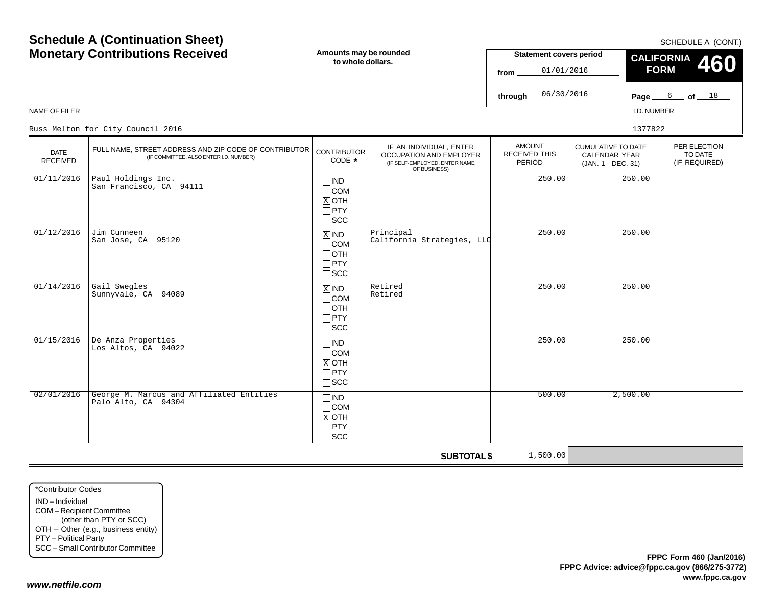# Schedule A (Continuation Sheet)
# Monetary Contributions Received

SCHEDULE A (CONT.)

**Amounts may be rounded to whole dollars.**

**Statement covers period**
from 01/01/2016
through 06/30/2016

**CALIFORNIA FORM 460**

NAME OF FILER: Russ Melton for City Council 2016

I.D. NUMBER: 1377822

| DATE RECEIVED | FULL NAME, STREET ADDRESS AND ZIP CODE OF CONTRIBUTOR (IF COMMITTEE, ALSO ENTER I.D. NUMBER) | CONTRIBUTOR CODE * | IF AN INDIVIDUAL, ENTER OCCUPATION AND EMPLOYER (IF SELF-EMPLOYED, ENTER NAME OF BUSINESS) | AMOUNT RECEIVED THIS PERIOD | CUMULATIVE TO DATE CALENDAR YEAR (JAN. 1 - DEC. 31) | PER ELECTION TO DATE (IF REQUIRED) |
|---|---|---|---|---|---|---|
| 01/11/2016 | Paul Holdings Inc.<br>San Francisco, CA 94111 | ☐IND ☐COM ☒OTH ☐PTY ☐SCC | | 250.00 | 250.00 | |
| 01/12/2016 | Jim Cunneen<br>San Jose, CA 95120 | ☒IND ☐COM ☐OTH ☐PTY ☐SCC | Principal<br>California Strategies, LLC | 250.00 | 250.00 | |
| 01/14/2016 | Gail Swegles<br>Sunnyvale, CA 94089 | ☒IND ☐COM ☐OTH ☐PTY ☐SCC | Retired<br>Retired | 250.00 | 250.00 | |
| 01/15/2016 | De Anza Properties<br>Los Altos, CA 94022 | ☐IND ☐COM ☒OTH ☐PTY ☐SCC | | 250.00 | 250.00 | |
| 02/01/2016 | George M. Marcus and Affiliated Entities<br>Palo Alto, CA 94304 | ☐IND ☐COM ☒OTH ☐PTY ☐SCC | | 500.00 | 2,500.00 | |
| | | | **SUBTOTAL $** | 1,500.00 | | |

*Contributor Codes
IND – Individual
COM – Recipient Committee (other than PTY or SCC)
OTH – Other (e.g., business entity)
PTY – Political Party
SCC – Small Contributor Committee

**FPPC Form 460 (Jan/2016)**
**FPPC Advice: advice@fppc.ca.gov (866/275-3772)**
**www.fppc.ca.gov**

***www.netfile.com***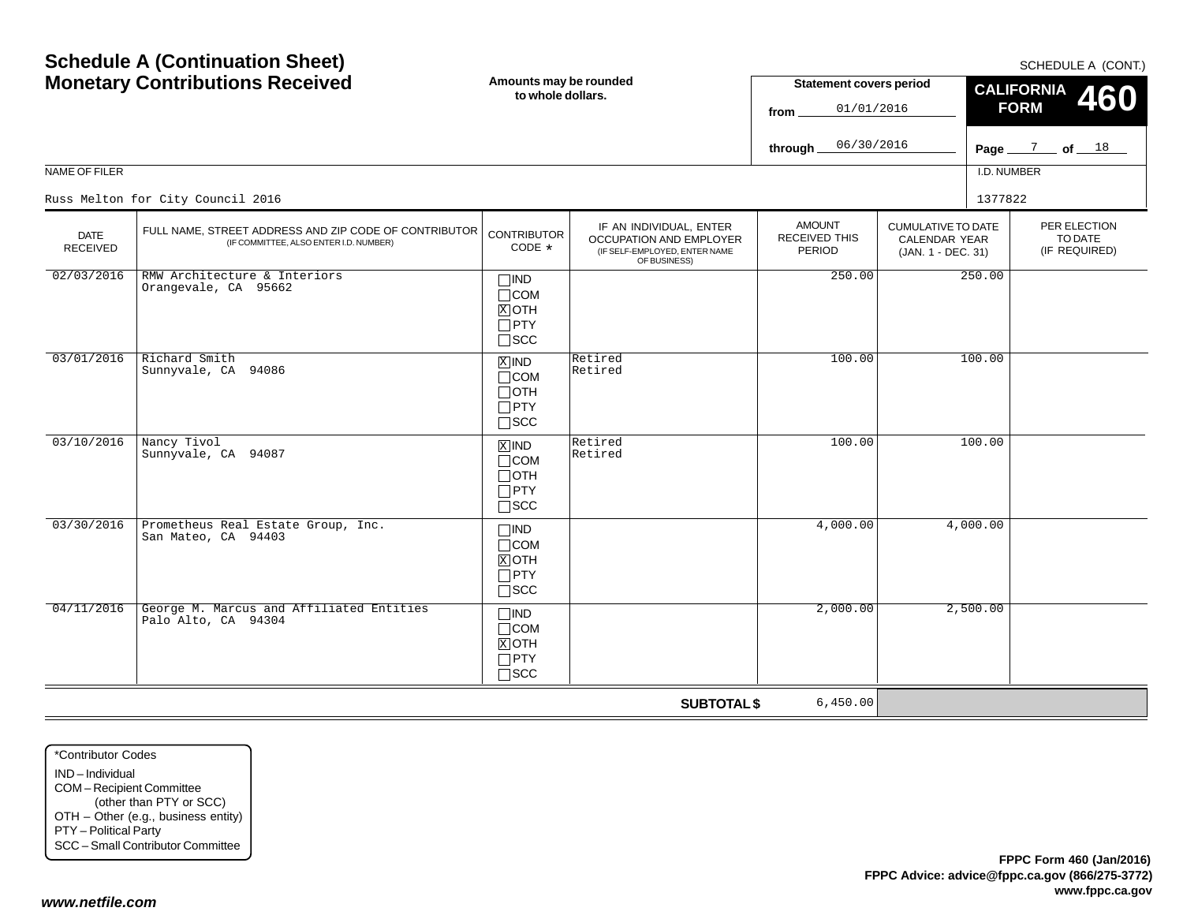# Schedule A (Continuation Sheet)
## Monetary Contributions Received

SCHEDULE A (CONT.)

**Amounts may be rounded to whole dollars.**

**Statement covers period**
from 01/01/2016
through 06/30/2016

**CALIFORNIA FORM 460**

Page 7 of 18

NAME OF FILER: Russ Melton for City Council 2016

I.D. NUMBER: 1377822

| DATE RECEIVED | FULL NAME, STREET ADDRESS AND ZIP CODE OF CONTRIBUTOR (IF COMMITTEE, ALSO ENTER I.D. NUMBER) | CONTRIBUTOR CODE * | IF AN INDIVIDUAL, ENTER OCCUPATION AND EMPLOYER (IF SELF-EMPLOYED, ENTER NAME OF BUSINESS) | AMOUNT RECEIVED THIS PERIOD | CUMULATIVE TO DATE CALENDAR YEAR (JAN. 1 - DEC. 31) | PER ELECTION TO DATE (IF REQUIRED) |
|---|---|---|---|---|---|---|
| 02/03/2016 | RMW Architecture & Interiors<br>Orangevale, CA 95662 | ☐IND ☐COM ☒OTH ☐PTY ☐SCC | | 250.00 | 250.00 | |
| 03/01/2016 | Richard Smith<br>Sunnyvale, CA 94086 | ☒IND ☐COM ☐OTH ☐PTY ☐SCC | Retired<br>Retired | 100.00 | 100.00 | |
| 03/10/2016 | Nancy Tivol<br>Sunnyvale, CA 94087 | ☒IND ☐COM ☐OTH ☐PTY ☐SCC | Retired<br>Retired | 100.00 | 100.00 | |
| 03/30/2016 | Prometheus Real Estate Group, Inc.<br>San Mateo, CA 94403 | ☐IND ☐COM ☒OTH ☐PTY ☐SCC | | 4,000.00 | 4,000.00 | |
| 04/11/2016 | George M. Marcus and Affiliated Entities<br>Palo Alto, CA 94304 | ☐IND ☐COM ☒OTH ☐PTY ☐SCC | | 2,000.00 | 2,500.00 | |
| | | | **SUBTOTAL $** | 6,450.00 | | |

*Contributor Codes
IND – Individual
COM – Recipient Committee (other than PTY or SCC)
OTH – Other (e.g., business entity)
PTY – Political Party
SCC – Small Contributor Committee

**FPPC Form 460 (Jan/2016)**
**FPPC Advice: advice@fppc.ca.gov (866/275-3772)**
**www.fppc.ca.gov**

***www.netfile.com***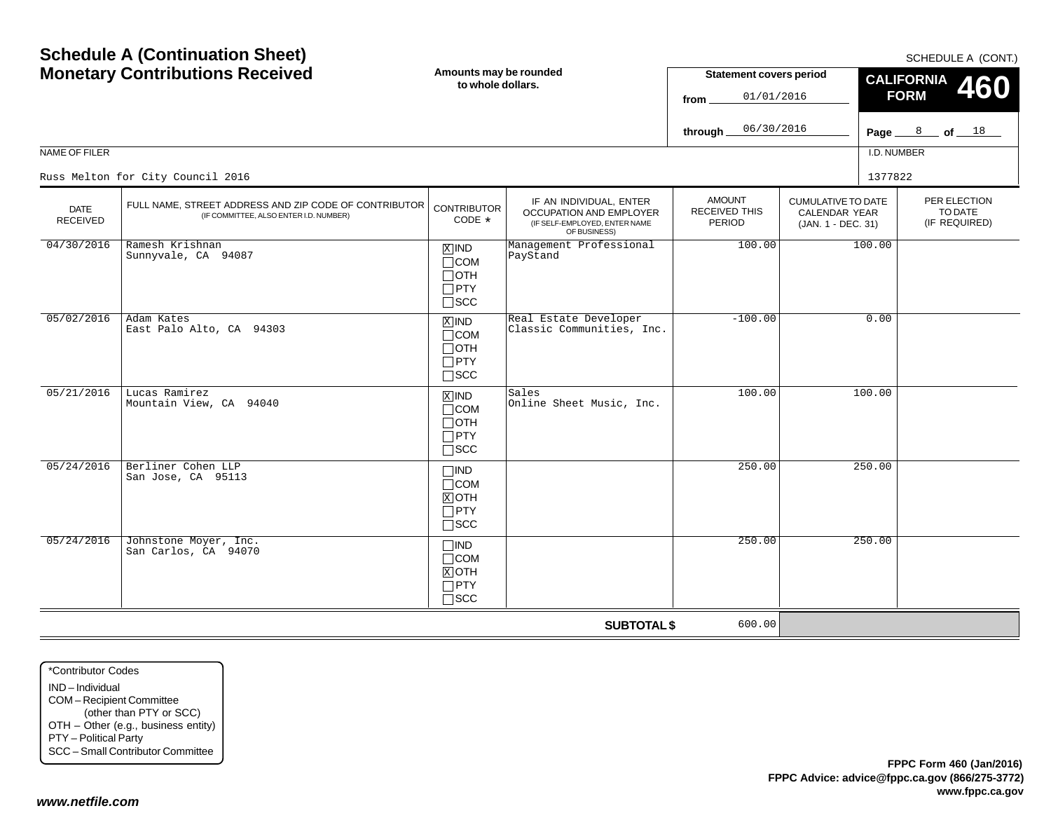# Schedule A (Continuation Sheet)
## Monetary Contributions Received

SCHEDULE A (CONT.)

**Amounts may be rounded to whole dollars.**

**Statement covers period**
from 01/01/2016
through 06/30/2016

**CALIFORNIA FORM 460**

Page 8 of 18

NAME OF FILER: Russ Melton for City Council 2016

I.D. NUMBER: 1377822

| DATE RECEIVED | FULL NAME, STREET ADDRESS AND ZIP CODE OF CONTRIBUTOR (IF COMMITTEE, ALSO ENTER I.D. NUMBER) | CONTRIBUTOR CODE * | IF AN INDIVIDUAL, ENTER OCCUPATION AND EMPLOYER (IF SELF-EMPLOYED, ENTER NAME OF BUSINESS) | AMOUNT RECEIVED THIS PERIOD | CUMULATIVE TO DATE CALENDAR YEAR (JAN. 1 - DEC. 31) | PER ELECTION TO DATE (IF REQUIRED) |
|---|---|---|---|---|---|---|
| 04/30/2016 | Ramesh Krishnan<br>Sunnyvale, CA 94087 | [X] IND<br>[ ] COM<br>[ ] OTH<br>[ ] PTY<br>[ ] SCC | Management Professional<br>PayStand | 100.00 | 100.00 | |
| 05/02/2016 | Adam Kates<br>East Palo Alto, CA 94303 | [X] IND<br>[ ] COM<br>[ ] OTH<br>[ ] PTY<br>[ ] SCC | Real Estate Developer<br>Classic Communities, Inc. | -100.00 | 0.00 | |
| 05/21/2016 | Lucas Ramirez<br>Mountain View, CA 94040 | [X] IND<br>[ ] COM<br>[ ] OTH<br>[ ] PTY<br>[ ] SCC | Sales<br>Online Sheet Music, Inc. | 100.00 | 100.00 | |
| 05/24/2016 | Berliner Cohen LLP<br>San Jose, CA 95113 | [ ] IND<br>[ ] COM<br>[X] OTH<br>[ ] PTY<br>[ ] SCC | | 250.00 | 250.00 | |
| 05/24/2016 | Johnstone Moyer, Inc.<br>San Carlos, CA 94070 | [ ] IND<br>[ ] COM<br>[X] OTH<br>[ ] PTY<br>[ ] SCC | | 250.00 | 250.00 | |
| | | | **SUBTOTAL $** | 600.00 | | |

*Contributor Codes
IND – Individual
COM – Recipient Committee (other than PTY or SCC)
OTH – Other (e.g., business entity)
PTY – Political Party
SCC – Small Contributor Committee

**FPPC Form 460 (Jan/2016)**
**FPPC Advice: advice@fppc.ca.gov (866/275-3772)**
**www.fppc.ca.gov**

*www.netfile.com*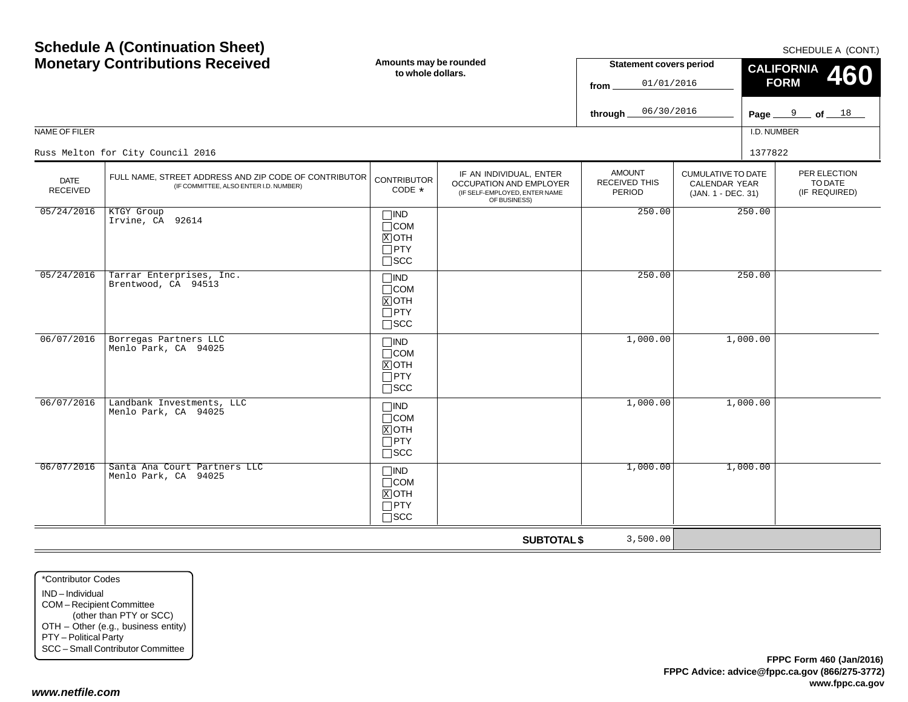# Schedule A (Continuation Sheet)
## Monetary Contributions Received

SCHEDULE A (CONT.)

**Amounts may be rounded to whole dollars.**

**Statement covers period**

from 01/01/2016

through 06/30/2016

**CALIFORNIA FORM 460**

NAME OF FILER

Russ Melton for City Council 2016

I.D. NUMBER

1377822

| DATE RECEIVED | FULL NAME, STREET ADDRESS AND ZIP CODE OF CONTRIBUTOR (IF COMMITTEE, ALSO ENTER I.D. NUMBER) | CONTRIBUTOR CODE * | IF AN INDIVIDUAL, ENTER OCCUPATION AND EMPLOYER (IF SELF-EMPLOYED, ENTER NAME OF BUSINESS) | AMOUNT RECEIVED THIS PERIOD | CUMULATIVE TO DATE CALENDAR YEAR (JAN. 1 - DEC. 31) | PER ELECTION TO DATE (IF REQUIRED) |
|---|---|---|---|---|---|---|
| 05/24/2016 | KTGY Group<br>Irvine, CA 92614 | ☐IND ☐COM ☒OTH ☐PTY ☐SCC | | 250.00 | 250.00 | |
| 05/24/2016 | Tarrar Enterprises, Inc.<br>Brentwood, CA 94513 | ☐IND ☐COM ☒OTH ☐PTY ☐SCC | | 250.00 | 250.00 | |
| 06/07/2016 | Borregas Partners LLC<br>Menlo Park, CA 94025 | ☐IND ☐COM ☒OTH ☐PTY ☐SCC | | 1,000.00 | 1,000.00 | |
| 06/07/2016 | Landbank Investments, LLC<br>Menlo Park, CA 94025 | ☐IND ☐COM ☒OTH ☐PTY ☐SCC | | 1,000.00 | 1,000.00 | |
| 06/07/2016 | Santa Ana Court Partners LLC<br>Menlo Park, CA 94025 | ☐IND ☐COM ☒OTH ☐PTY ☐SCC | | 1,000.00 | 1,000.00 | |
| | | | **SUBTOTAL $** | 3,500.00 | | |

*Contributor Codes
- IND – Individual
- COM – Recipient Committee (other than PTY or SCC)
- OTH – Other (e.g., business entity)
- PTY – Political Party
- SCC – Small Contributor Committee

**FPPC Form 460 (Jan/2016)**
**FPPC Advice: advice@fppc.ca.gov (866/275-3772)**
**www.fppc.ca.gov**

***www.netfile.com***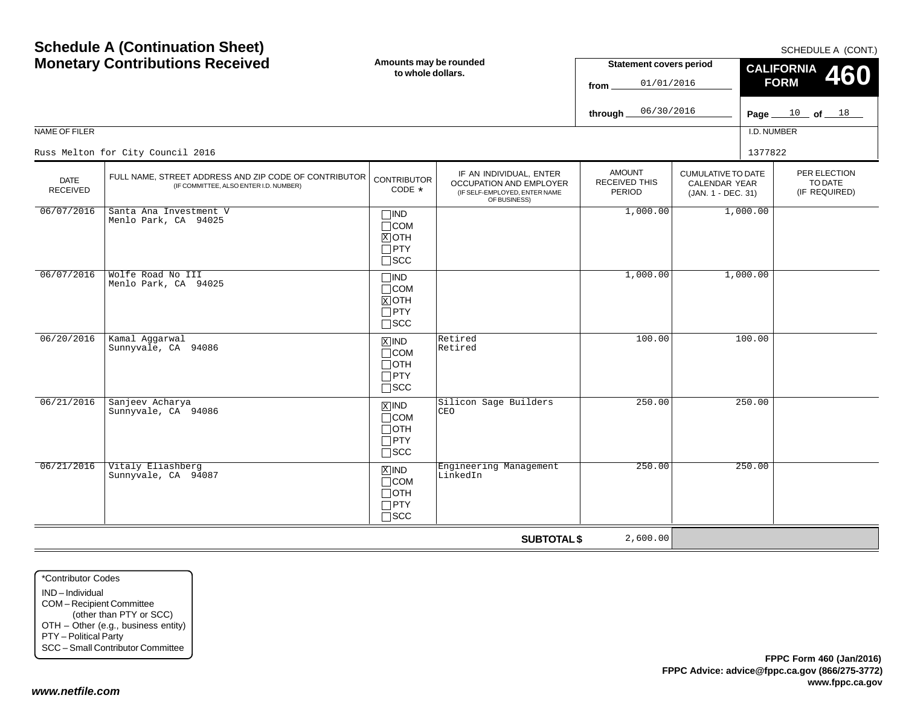# Schedule A (Continuation Sheet)
# Monetary Contributions Received

**Amounts may be rounded to whole dollars.**

SCHEDULE A (CONT.)

**CALIFORNIA FORM 460**

**Statement covers period**
from 01/01/2016
through 06/30/2016

NAME OF FILER: Russ Melton for City Council 2016

I.D. NUMBER: 1377822

| DATE RECEIVED | FULL NAME, STREET ADDRESS AND ZIP CODE OF CONTRIBUTOR (IF COMMITTEE, ALSO ENTER I.D. NUMBER) | CONTRIBUTOR CODE * | IF AN INDIVIDUAL, ENTER OCCUPATION AND EMPLOYER (IF SELF-EMPLOYED, ENTER NAME OF BUSINESS) | AMOUNT RECEIVED THIS PERIOD | CUMULATIVE TO DATE CALENDAR YEAR (JAN. 1 - DEC. 31) | PER ELECTION TO DATE (IF REQUIRED) |
|---|---|---|---|---|---|---|
| 06/07/2016 | Santa Ana Investment V<br>Menlo Park, CA 94025 | ☐IND ☐COM ☒OTH ☐PTY ☐SCC | | 1,000.00 | 1,000.00 | |
| 06/07/2016 | Wolfe Road No III<br>Menlo Park, CA 94025 | ☐IND ☐COM ☒OTH ☐PTY ☐SCC | | 1,000.00 | 1,000.00 | |
| 06/20/2016 | Kamal Aggarwal<br>Sunnyvale, CA 94086 | ☒IND ☐COM ☐OTH ☐PTY ☐SCC | Retired<br>Retired | 100.00 | 100.00 | |
| 06/21/2016 | Sanjeev Acharya<br>Sunnyvale, CA 94086 | ☒IND ☐COM ☐OTH ☐PTY ☐SCC | Silicon Sage Builders<br>CEO | 250.00 | 250.00 | |
| 06/21/2016 | Vitaly Eliashberg<br>Sunnyvale, CA 94087 | ☒IND ☐COM ☐OTH ☐PTY ☐SCC | Engineering Management<br>LinkedIn | 250.00 | 250.00 | |
| | | | **SUBTOTAL $** | 2,600.00 | | |

*Contributor Codes
IND – Individual
COM – Recipient Committee (other than PTY or SCC)
OTH – Other (e.g., business entity)
PTY – Political Party
SCC – Small Contributor Committee

**FPPC Form 460 (Jan/2016)**
**FPPC Advice: advice@fppc.ca.gov (866/275-3772)**
**www.fppc.ca.gov**

***www.netfile.com***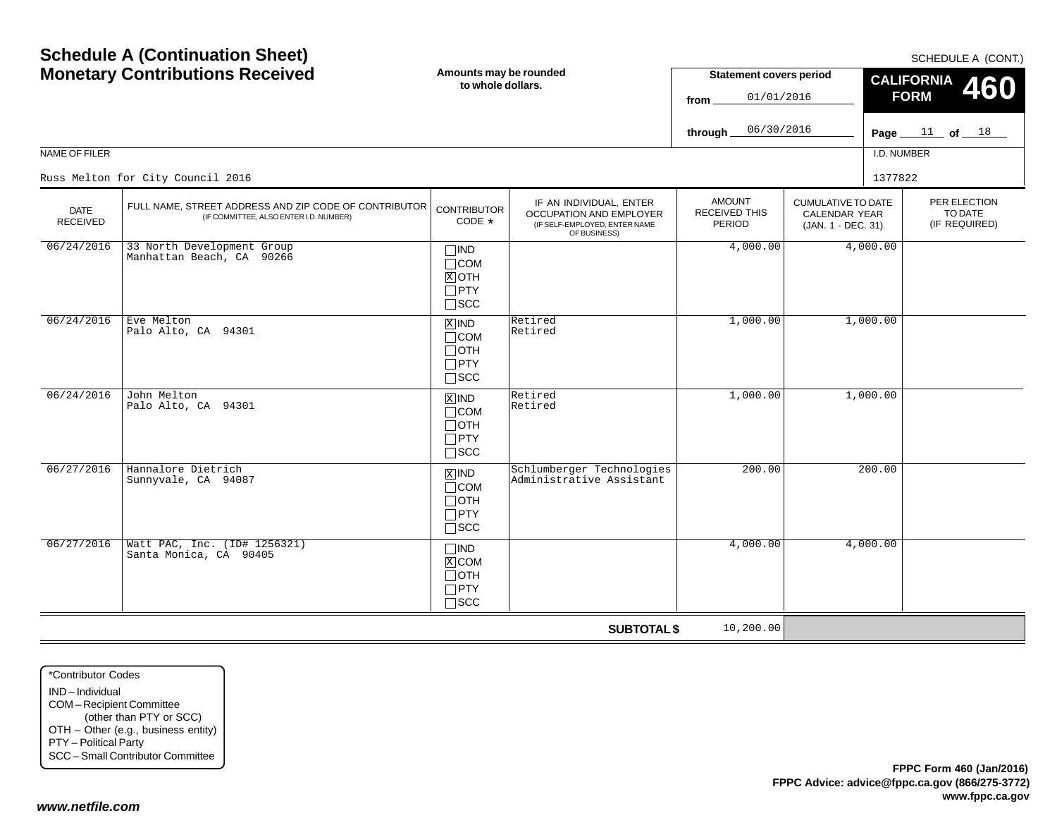# Schedule A (Continuation Sheet)
# Monetary Contributions Received

SCHEDULE A (CONT.)

**Amounts may be rounded to whole dollars.**

**Statement covers period**

from 01/01/2016

through 06/30/2016

**CALIFORNIA FORM 460**

NAME OF FILER: Russ Melton for City Council 2016

I.D. NUMBER: 1377822

| DATE RECEIVED | FULL NAME, STREET ADDRESS AND ZIP CODE OF CONTRIBUTOR (IF COMMITTEE, ALSO ENTER I.D. NUMBER) | CONTRIBUTOR CODE * | IF AN INDIVIDUAL, ENTER OCCUPATION AND EMPLOYER (IF SELF-EMPLOYED, ENTER NAME OF BUSINESS) | AMOUNT RECEIVED THIS PERIOD | CUMULATIVE TO DATE CALENDAR YEAR (JAN. 1 - DEC. 31) | PER ELECTION TO DATE (IF REQUIRED) |
|---|---|---|---|---|---|---|
| 06/24/2016 | 33 North Development Group<br>Manhattan Beach, CA 90266 | ☐IND ☐COM ☒OTH ☐PTY ☐SCC | | 4,000.00 | 4,000.00 | |
| 06/24/2016 | Eve Melton<br>Palo Alto, CA 94301 | ☒IND ☐COM ☐OTH ☐PTY ☐SCC | Retired<br>Retired | 1,000.00 | 1,000.00 | |
| 06/24/2016 | John Melton<br>Palo Alto, CA 94301 | ☒IND ☐COM ☐OTH ☐PTY ☐SCC | Retired<br>Retired | 1,000.00 | 1,000.00 | |
| 06/27/2016 | Hannalore Dietrich<br>Sunnyvale, CA 94087 | ☒IND ☐COM ☐OTH ☐PTY ☐SCC | Schlumberger Technologies<br>Administrative Assistant | 200.00 | 200.00 | |
| 06/27/2016 | Watt PAC, Inc. (ID# 1256321)<br>Santa Monica, CA 90405 | ☐IND ☒COM ☐OTH ☐PTY ☐SCC | | 4,000.00 | 4,000.00 | |
| | | | **SUBTOTAL $** | 10,200.00 | | |

*Contributor Codes
- IND – Individual
- COM – Recipient Committee (other than PTY or SCC)
- OTH – Other (e.g., business entity)
- PTY – Political Party
- SCC – Small Contributor Committee

**FPPC Form 460 (Jan/2016)**
**FPPC Advice: advice@fppc.ca.gov (866/275-3772)**
**www.fppc.ca.gov**

***www.netfile.com***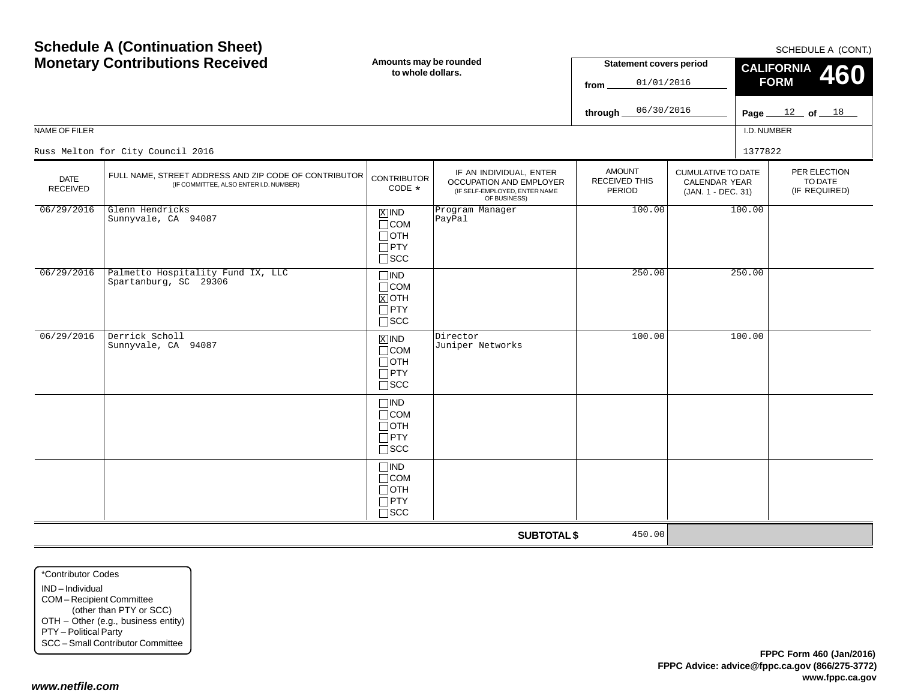# Schedule A (Continuation Sheet)
# Monetary Contributions Received

SCHEDULE A (CONT.)

**Amounts may be rounded to whole dollars.**

**Statement covers period**
from 01/01/2016
through 06/30/2016

**CALIFORNIA FORM 460**

Page 12 of 18

NAME OF FILER: Russ Melton for City Council 2016

I.D. NUMBER: 1377822

| DATE RECEIVED | FULL NAME, STREET ADDRESS AND ZIP CODE OF CONTRIBUTOR (IF COMMITTEE, ALSO ENTER I.D. NUMBER) | CONTRIBUTOR CODE * | IF AN INDIVIDUAL, ENTER OCCUPATION AND EMPLOYER (IF SELF-EMPLOYED, ENTER NAME OF BUSINESS) | AMOUNT RECEIVED THIS PERIOD | CUMULATIVE TO DATE CALENDAR YEAR (JAN. 1 - DEC. 31) | PER ELECTION TO DATE (IF REQUIRED) |
|---|---|---|---|---|---|---|
| 06/29/2016 | Glenn Hendricks<br>Sunnyvale, CA 94087 | [X] IND<br>[ ] COM<br>[ ] OTH<br>[ ] PTY<br>[ ] SCC | Program Manager<br>PayPal | 100.00 | 100.00 | |
| 06/29/2016 | Palmetto Hospitality Fund IX, LLC<br>Spartanburg, SC 29306 | [ ] IND<br>[ ] COM<br>[X] OTH<br>[ ] PTY<br>[ ] SCC | | 250.00 | 250.00 | |
| 06/29/2016 | Derrick Scholl<br>Sunnyvale, CA 94087 | [X] IND<br>[ ] COM<br>[ ] OTH<br>[ ] PTY<br>[ ] SCC | Director<br>Juniper Networks | 100.00 | 100.00 | |
| | | [ ] IND<br>[ ] COM<br>[ ] OTH<br>[ ] PTY<br>[ ] SCC | | | | |
| | | [ ] IND<br>[ ] COM<br>[ ] OTH<br>[ ] PTY<br>[ ] SCC | | | | |
| | | | **SUBTOTAL $** | 450.00 | | |

*Contributor Codes
IND – Individual
COM – Recipient Committee (other than PTY or SCC)
OTH – Other (e.g., business entity)
PTY – Political Party
SCC – Small Contributor Committee

**FPPC Form 460 (Jan/2016)**
**FPPC Advice: advice@fppc.ca.gov (866/275-3772)**
**www.fppc.ca.gov**

***www.netfile.com***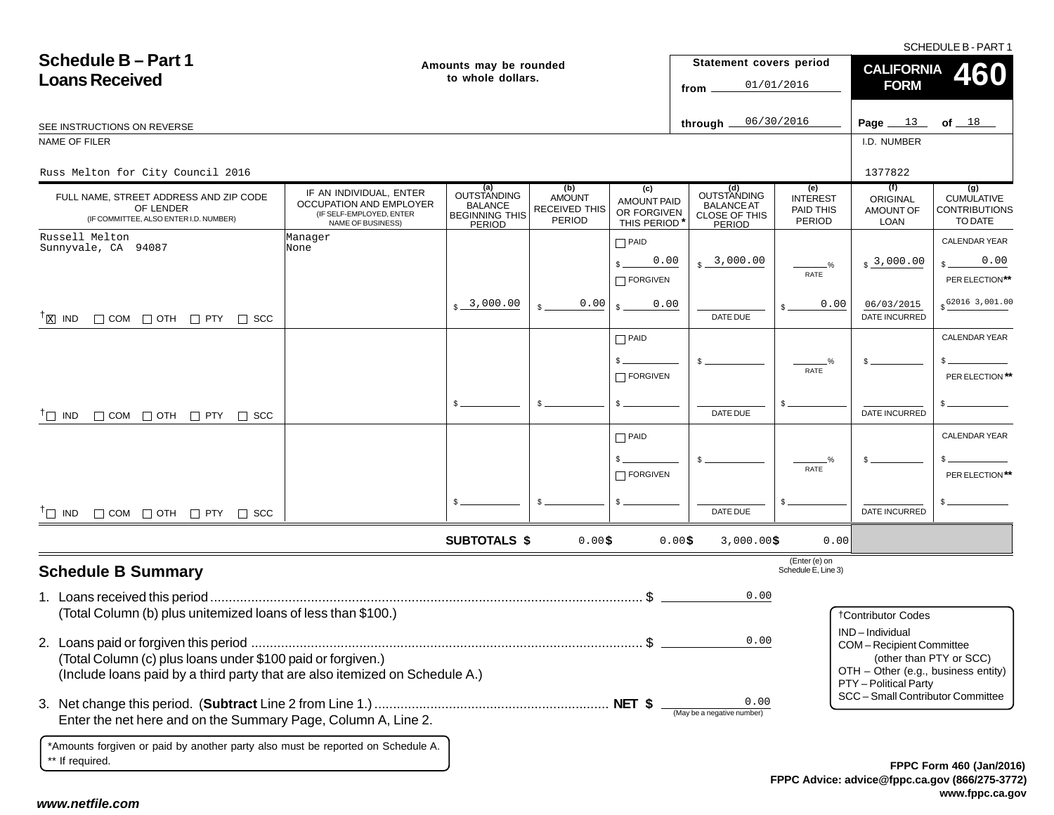SCHEDULE B - PART 1

# Schedule B – Part 1
# Loans Received

Amounts may be rounded to whole dollars.

Statement covers period from 01/01/2016 through 06/30/2016

**CALIFORNIA FORM 460**

SEE INSTRUCTIONS ON REVERSE

NAME OF FILER: Russ Melton for City Council 2016

I.D. NUMBER: 1377822

| FULL NAME, STREET ADDRESS AND ZIP CODE OF LENDER (IF COMMITTEE, ALSO ENTER I.D. NUMBER) | IF AN INDIVIDUAL, ENTER OCCUPATION AND EMPLOYER (IF SELF-EMPLOYED, ENTER NAME OF BUSINESS) | (a) OUTSTANDING BALANCE BEGINNING THIS PERIOD | (b) AMOUNT RECEIVED THIS PERIOD | (c) AMOUNT PAID OR FORGIVEN THIS PERIOD * | (d) OUTSTANDING BALANCE AT CLOSE OF THIS PERIOD | (e) INTEREST PAID THIS PERIOD | (f) ORIGINAL AMOUNT OF LOAN | (g) CUMULATIVE CONTRIBUTIONS TO DATE |
|---|---|---|---|---|---|---|---|---|
| Russell Melton<br>Sunnyvale, CA 94087<br>† [X] IND [ ] COM [ ] OTH [ ] PTY [ ] SCC | Manager<br>None | $ 3,000.00 | $ 0.00 | [ ] PAID $ 0.00<br>[ ] FORGIVEN<br>$ 0.00 | $ 3,000.00<br>DATE DUE: | ___% RATE<br>$ 0.00 | $ 3,000.00<br>06/03/2015 DATE INCURRED | CALENDAR YEAR $ 0.00<br>PER ELECTION** $ G2016 3,001.00 |
| † [ ] IND [ ] COM [ ] OTH [ ] PTY [ ] SCC | | $ | $ | [ ] PAID $<br>[ ] FORGIVEN<br>$ | $<br>DATE DUE | ___% RATE<br>$ | $<br>DATE INCURRED | CALENDAR YEAR $<br>PER ELECTION** $ |
| † [ ] IND [ ] COM [ ] OTH [ ] PTY [ ] SCC | | $ | $ | [ ] PAID $<br>[ ] FORGIVEN<br>$ | $<br>DATE DUE | ___% RATE<br>$ | $<br>DATE INCURRED | CALENDAR YEAR $<br>PER ELECTION** $ |
| | SUBTOTALS $ | | 0.00 | $ 0.00 | $ 3,000.00 | $ 0.00 (Enter (e) on Schedule E, Line 3) | | |

## Schedule B Summary

1. Loans received this period .................... $ 0.00
   (Total Column (b) plus unitemized loans of less than $100.)
2. Loans paid or forgiven this period .................... $ 0.00
   (Total Column (c) plus loans under $100 paid or forgiven.)
   (Include loans paid by a third party that are also itemized on Schedule A.)
3. Net change this period. (**Subtract** Line 2 from Line 1.) .................... **NET $** 0.00 (May be a negative number)
   Enter the net here and on the Summary Page, Column A, Line 2.

†Contributor Codes
- IND – Individual
- COM – Recipient Committee (other than PTY or SCC)
- OTH – Other (e.g., business entity)
- PTY – Political Party
- SCC – Small Contributor Committee

*Amounts forgiven or paid by another party also must be reported on Schedule A.
** If required.

**FPPC Form 460 (Jan/2016)**
**FPPC Advice: advice@fppc.ca.gov (866/275-3772)**
**www.fppc.ca.gov**

*www.netfile.com*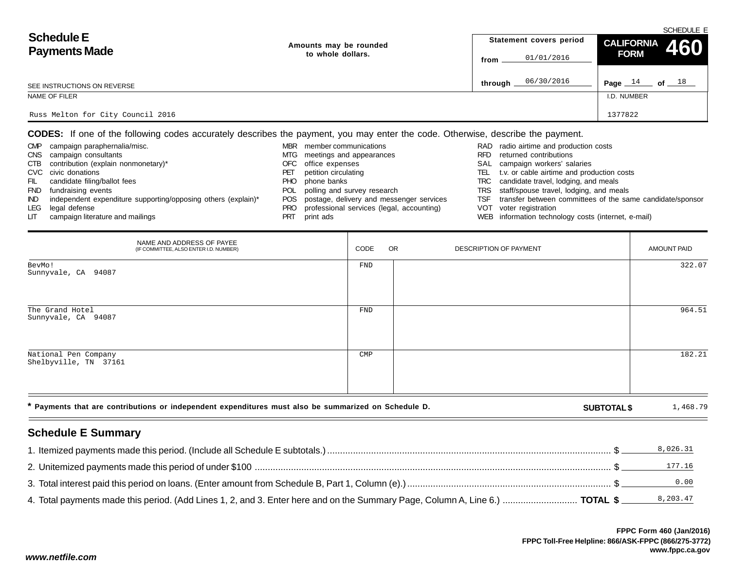SCHEDULE E

# Schedule E
# Payments Made

**Amounts may be rounded to whole dollars.**

| Statement covers period | |
|---|---|
| from | 01/01/2016 |
| through | 06/30/2016 |

**CALIFORNIA FORM 460**

Page 14 of 18

SEE INSTRUCTIONS ON REVERSE

| NAME OF FILER | I.D. NUMBER |
|---|---|
| Russ Melton for City Council 2016 | 1377822 |

**CODES:** If one of the following codes accurately describes the payment, you may enter the code. Otherwise, describe the payment.

| | | | | | |
|---|---|---|---|---|---|
| CMP | campaign paraphernalia/misc. | MBR | member communications | RAD | radio airtime and production costs |
| CNS | campaign consultants | MTG | meetings and appearances | RFD | returned contributions |
| CTB | contribution (explain nonmonetary)* | OFC | office expenses | SAL | campaign workers' salaries |
| CVC | civic donations | PET | petition circulating | TEL | t.v. or cable airtime and production costs |
| FIL | candidate filing/ballot fees | PHO | phone banks | TRC | candidate travel, lodging, and meals |
| FND | fundraising events | POL | polling and survey research | TRS | staff/spouse travel, lodging, and meals |
| IND | independent expenditure supporting/opposing others (explain)* | POS | postage, delivery and messenger services | TSF | transfer between committees of the same candidate/sponsor |
| LEG | legal defense | PRO | professional services (legal, accounting) | VOT | voter registration |
| LIT | campaign literature and mailings | PRT | print ads | WEB | information technology costs (internet, e-mail) |

| NAME AND ADDRESS OF PAYEE (IF COMMITTEE, ALSO ENTER I.D. NUMBER) | CODE | OR DESCRIPTION OF PAYMENT | AMOUNT PAID |
|---|---|---|---|
| BevMo! Sunnyvale, CA 94087 | FND | | 322.07 |
| The Grand Hotel Sunnyvale, CA 94087 | FND | | 964.51 |
| National Pen Company Shelbyville, TN 37161 | CMP | | 182.21 |

**\* Payments that are contributions or independent expenditures must also be summarized on Schedule D.**

**SUBTOTAL $** 1,468.79

## Schedule E Summary

1. Itemized payments made this period. (Include all Schedule E subtotals.) $ 8,026.31
2. Unitemized payments made this period of under $100 $ 177.16
3. Total interest paid this period on loans. (Enter amount from Schedule B, Part 1, Column (e).) $ 0.00
4. Total payments made this period. (Add Lines 1, 2, and 3. Enter here and on the Summary Page, Column A, Line 6.) **TOTAL $** 8,203.47

**FPPC Form 460 (Jan/2016)**
**FPPC Toll-Free Helpline: 866/ASK-FPPC (866/275-3772)**
**www.fppc.ca.gov**

***www.netfile.com***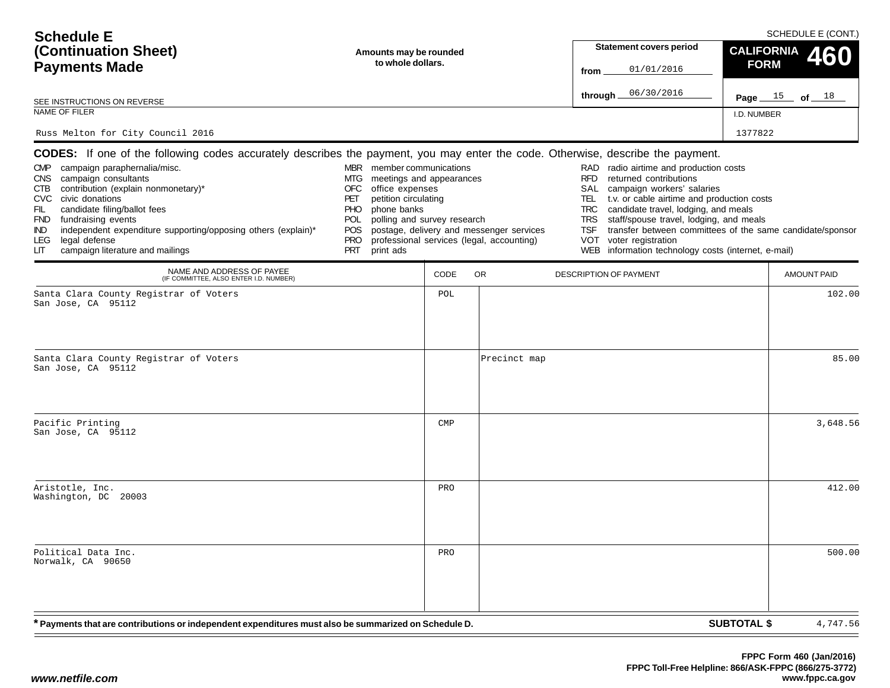# Schedule E (Continuation Sheet) Payments Made

SCHEDULE E (CONT.)

**Amounts may be rounded to whole dollars.**

SEE INSTRUCTIONS ON REVERSE

| Statement covers period | |
|---|---|
| from | 01/01/2016 |
| through | 06/30/2016 |

**CALIFORNIA FORM 460**

Page 15 of 18

| NAME OF FILER | I.D. NUMBER |
|---|---|
| Russ Melton for City Council 2016 | 1377822 |

**CODES:** If one of the following codes accurately describes the payment, you may enter the code. Otherwise, describe the payment.

- CMP campaign paraphernalia/misc.
- CNS campaign consultants
- CTB contribution (explain nonmonetary)*
- CVC civic donations
- FIL candidate filing/ballot fees
- FND fundraising events
- IND independent expenditure supporting/opposing others (explain)*
- LEG legal defense
- LIT campaign literature and mailings
- MBR member communications
- MTG meetings and appearances
- OFC office expenses
- PET petition circulating
- PHO phone banks
- POL polling and survey research
- POS postage, delivery and messenger services
- PRO professional services (legal, accounting)
- PRT print ads
- RAD radio airtime and production costs
- RFD returned contributions
- SAL campaign workers' salaries
- TEL t.v. or cable airtime and production costs
- TRC candidate travel, lodging, and meals
- TRS staff/spouse travel, lodging, and meals
- TSF transfer between committees of the same candidate/sponsor
- VOT voter registration
- WEB information technology costs (internet, e-mail)

| NAME AND ADDRESS OF PAYEE (IF COMMITTEE, ALSO ENTER I.D. NUMBER) | CODE | DESCRIPTION OF PAYMENT | AMOUNT PAID |
|---|---|---|---|
| Santa Clara County Registrar of Voters<br>San Jose, CA 95112 | POL | | 102.00 |
| Santa Clara County Registrar of Voters<br>San Jose, CA 95112 | | Precinct map | 85.00 |
| Pacific Printing<br>San Jose, CA 95112 | CMP | | 3,648.56 |
| Aristotle, Inc.<br>Washington, DC 20003 | PRO | | 412.00 |
| Political Data Inc.<br>Norwalk, CA 90650 | PRO | | 500.00 |

**\* Payments that are contributions or independent expenditures must also be summarized on Schedule D.**

**SUBTOTAL $** 4,747.56

FPPC Form 460 (Jan/2016)
FPPC Toll-Free Helpline: 866/ASK-FPPC (866/275-3772)
www.fppc.ca.gov

www.netfile.com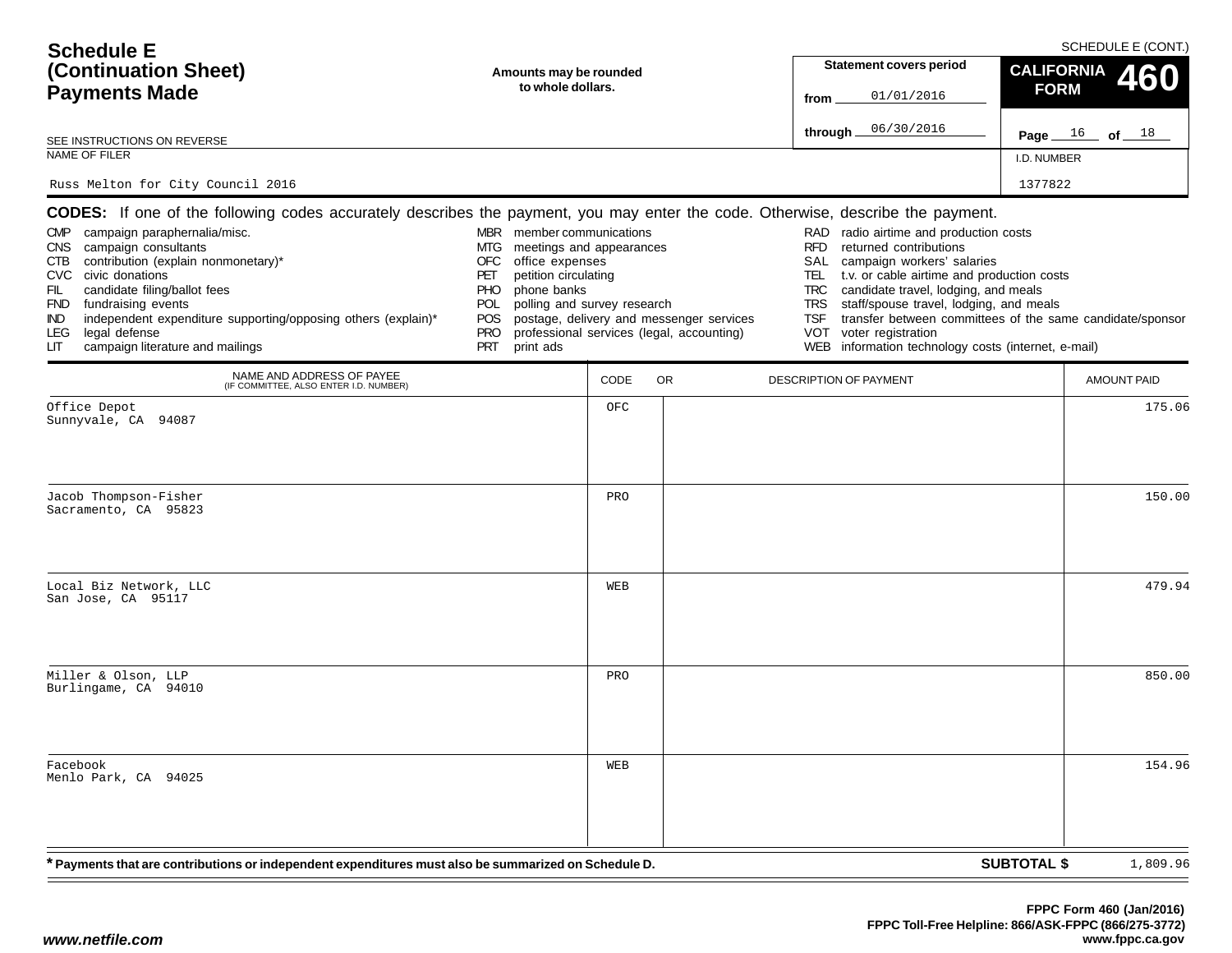# Schedule E (Continuation Sheet) Payments Made

SCHEDULE E (CONT.)

**Amounts may be rounded to whole dollars.**

| Statement covers period | |
|---|---|
| from | 01/01/2016 |
| through | 06/30/2016 |

**CALIFORNIA FORM 460**

Page 16 of 18

SEE INSTRUCTIONS ON REVERSE

NAME OF FILER: Russ Melton for City Council 2016

I.D. NUMBER: 1377822

**CODES:** If one of the following codes accurately describes the payment, you may enter the code. Otherwise, describe the payment.

- CMP campaign paraphernalia/misc.
- CNS campaign consultants
- CTB contribution (explain nonmonetary)*
- CVC civic donations
- FIL candidate filing/ballot fees
- FND fundraising events
- IND independent expenditure supporting/opposing others (explain)*
- LEG legal defense
- LIT campaign literature and mailings
- MBR member communications
- MTG meetings and appearances
- OFC office expenses
- PET petition circulating
- PHO phone banks
- POL polling and survey research
- POS postage, delivery and messenger services
- PRO professional services (legal, accounting)
- PRT print ads
- RAD radio airtime and production costs
- RFD returned contributions
- SAL campaign workers' salaries
- TEL t.v. or cable airtime and production costs
- TRC candidate travel, lodging, and meals
- TRS staff/spouse travel, lodging, and meals
- TSF transfer between committees of the same candidate/sponsor
- VOT voter registration
- WEB information technology costs (internet, e-mail)

| NAME AND ADDRESS OF PAYEE (IF COMMITTEE, ALSO ENTER I.D. NUMBER) | CODE | OR DESCRIPTION OF PAYMENT | AMOUNT PAID |
|---|---|---|---|
| Office Depot<br>Sunnyvale, CA 94087 | OFC | | 175.06 |
| Jacob Thompson-Fisher<br>Sacramento, CA 95823 | PRO | | 150.00 |
| Local Biz Network, LLC<br>San Jose, CA 95117 | WEB | | 479.94 |
| Miller & Olson, LLP<br>Burlingame, CA 94010 | PRO | | 850.00 |
| Facebook<br>Menlo Park, CA 94025 | WEB | | 154.96 |

\* Payments that are contributions or independent expenditures must also be summarized on Schedule D.

**SUBTOTAL $** 1,809.96

FPPC Form 460 (Jan/2016)
FPPC Toll-Free Helpline: 866/ASK-FPPC (866/275-3772)
www.fppc.ca.gov

www.netfile.com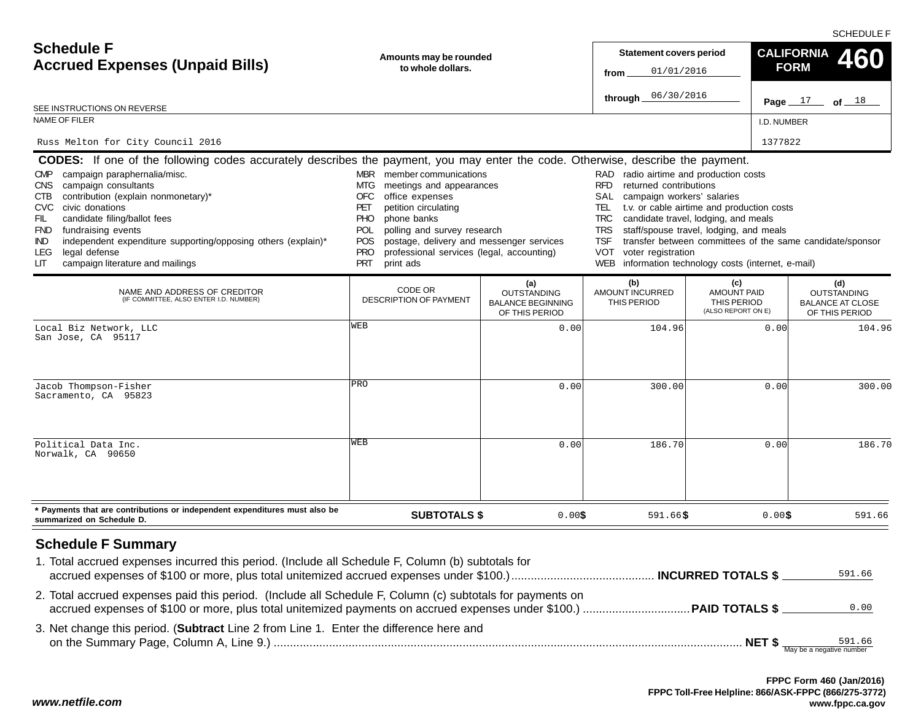SCHEDULE F

# Schedule F
## Accrued Expenses (Unpaid Bills)

**Amounts may be rounded to whole dollars.**

**Statement covers period**
from 01/01/2016
through 06/30/2016

**CALIFORNIA FORM 460**

SEE INSTRUCTIONS ON REVERSE

NAME OF FILER: Russ Melton for City Council 2016

I.D. NUMBER: 1377822

**CODES:** If one of the following codes accurately describes the payment, you may enter the code. Otherwise, describe the payment.

| | | |
|---|---|---|
| CMP campaign paraphernalia/misc. | MBR member communications | RAD radio airtime and production costs |
| CNS campaign consultants | MTG meetings and appearances | RFD returned contributions |
| CTB contribution (explain nonmonetary)* | OFC office expenses | SAL campaign workers' salaries |
| CVC civic donations | PET petition circulating | TEL t.v. or cable airtime and production costs |
| FIL candidate filing/ballot fees | PHO phone banks | TRC candidate travel, lodging, and meals |
| FND fundraising events | POL polling and survey research | TRS staff/spouse travel, lodging, and meals |
| IND independent expenditure supporting/opposing others (explain)* | POS postage, delivery and messenger services | TSF transfer between committees of the same candidate/sponsor |
| LEG legal defense | PRO professional services (legal, accounting) | VOT voter registration |
| LIT campaign literature and mailings | PRT print ads | WEB information technology costs (internet, e-mail) |

| NAME AND ADDRESS OF CREDITOR (IF COMMITTEE, ALSO ENTER I.D. NUMBER) | CODE OR DESCRIPTION OF PAYMENT | (a) OUTSTANDING BALANCE BEGINNING OF THIS PERIOD | (b) AMOUNT INCURRED THIS PERIOD | (c) AMOUNT PAID THIS PERIOD (ALSO REPORT ON E) | (d) OUTSTANDING BALANCE AT CLOSE OF THIS PERIOD |
|---|---|---|---|---|---|
| Local Biz Network, LLC<br>San Jose, CA 95117 | WEB | 0.00 | 104.96 | 0.00 | 104.96 |
| Jacob Thompson-Fisher<br>Sacramento, CA 95823 | PRO | 0.00 | 300.00 | 0.00 | 300.00 |
| Political Data Inc.<br>Norwalk, CA 90650 | WEB | 0.00 | 186.70 | 0.00 | 186.70 |
| **SUBTOTALS $** | | 0.00 | $ 591.66 | $ 0.00 | $ 591.66 |

**\* Payments that are contributions or independent expenditures must also be summarized on Schedule D.**

## Schedule F Summary

1. Total accrued expenses incurred this period. (Include all Schedule F, Column (b) subtotals for accrued expenses of $100 or more, plus total unitemized accrued expenses under $100.) **INCURRED TOTALS $** 591.66
2. Total accrued expenses paid this period. (Include all Schedule F, Column (c) subtotals for payments on accrued expenses of $100 or more, plus total unitemized payments on accrued expenses under $100.) **PAID TOTALS $** 0.00
3. Net change this period. (**Subtract** Line 2 from Line 1. Enter the difference here and on the Summary Page, Column A, Line 9.) **NET $** 591.66 (May be a negative number)

**FPPC Form 460 (Jan/2016)**
**FPPC Toll-Free Helpline: 866/ASK-FPPC (866/275-3772)**
**www.fppc.ca.gov**

***www.netfile.com***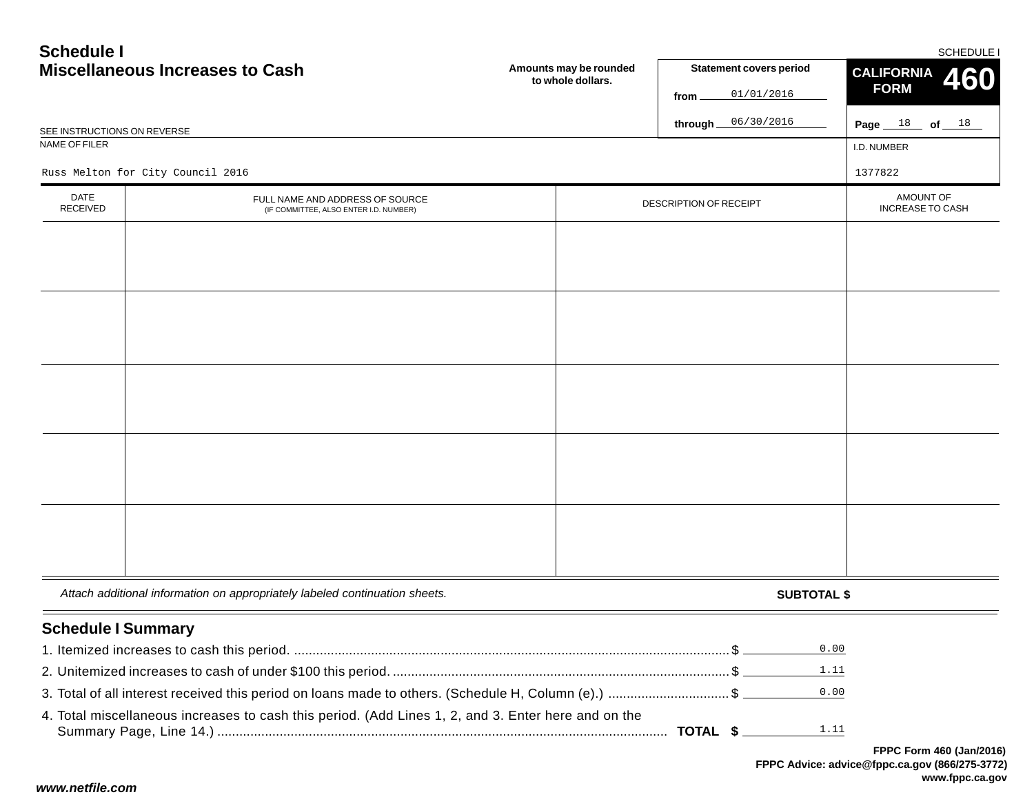# Schedule I
## Miscellaneous Increases to Cash

SCHEDULE I

Amounts may be rounded to whole dollars.

Statement covers period

from 01/01/2016

through 06/30/2016

**CALIFORNIA FORM 460**

Page 18 of 18

SEE INSTRUCTIONS ON REVERSE

NAME OF FILER: Russ Melton for City Council 2016

I.D. NUMBER: 1377822

| DATE RECEIVED | FULL NAME AND ADDRESS OF SOURCE (IF COMMITTEE, ALSO ENTER I.D. NUMBER) | DESCRIPTION OF RECEIPT | AMOUNT OF INCREASE TO CASH |
|---|---|---|---|
| | | | |
| | | | |
| | | | |
| | | | |
| | | | |

*Attach additional information on appropriately labeled continuation sheets.*

**SUBTOTAL $**

### Schedule I Summary

1. Itemized increases to cash this period. $ 0.00
2. Unitemized increases to cash of under $100 this period. $ 1.11
3. Total of all interest received this period on loans made to others. (Schedule H, Column (e).) $ 0.00
4. Total miscellaneous increases to cash this period. (Add Lines 1, 2, and 3. Enter here and on the Summary Page, Line 14.) **TOTAL $** 1.11

**FPPC Form 460 (Jan/2016)**
**FPPC Advice: advice@fppc.ca.gov (866/275-3772)**
**www.fppc.ca.gov**

***www.netfile.com***